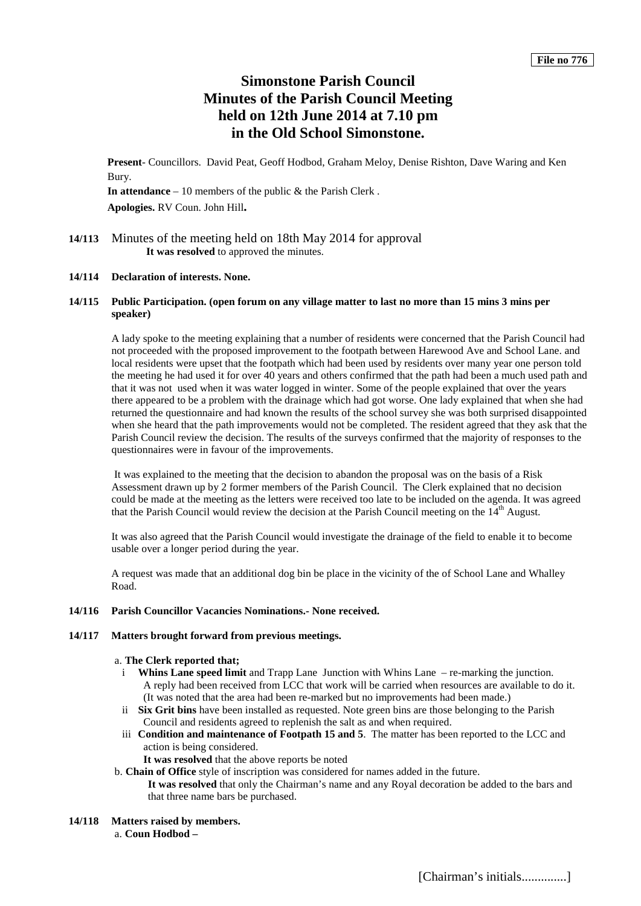**File no 776**

# Simonstone Parish Council
# Minutes of the Parish Council Meeting held on 12th June 2014 at 7.10 pm in the Old School Simonstone.

**Present**- Councillors. David Peat, Geoff Hodbod, Graham Meloy, Denise Rishton, Dave Waring and Ken Bury.

**In attendance** – 10 members of the public & the Parish Clerk .

**Apologies.** RV Coun. John Hill**.**

**14/113** Minutes of the meeting held on 18th May 2014 for approval

**It was resolved** to approved the minutes.

**14/114 Declaration of interests. None.**

**14/115 Public Participation. (open forum on any village matter to last no more than 15 mins 3 mins per speaker)**

A lady spoke to the meeting explaining that a number of residents were concerned that the Parish Council had not proceeded with the proposed improvement to the footpath between Harewood Ave and School Lane. and local residents were upset that the footpath which had been used by residents over many year one person told the meeting he had used it for over 40 years and others confirmed that the path had been a much used path and that it was not used when it was water logged in winter. Some of the people explained that over the years there appeared to be a problem with the drainage which had got worse. One lady explained that when she had returned the questionnaire and had known the results of the school survey she was both surprised disappointed when she heard that the path improvements would not be completed. The resident agreed that they ask that the Parish Council review the decision. The results of the surveys confirmed that the majority of responses to the questionnaires were in favour of the improvements.

It was explained to the meeting that the decision to abandon the proposal was on the basis of a Risk Assessment drawn up by 2 former members of the Parish Council. The Clerk explained that no decision could be made at the meeting as the letters were received too late to be included on the agenda. It was agreed that the Parish Council would review the decision at the Parish Council meeting on the 14th August.

It was also agreed that the Parish Council would investigate the drainage of the field to enable it to become usable over a longer period during the year.

A request was made that an additional dog bin be place in the vicinity of the of School Lane and Whalley Road.

**14/116 Parish Councillor Vacancies Nominations.- None received.**

**14/117 Matters brought forward from previous meetings.**

a. **The Clerk reported that;**

i **Whins Lane speed limit** and Trapp Lane Junction with Whins Lane – re-marking the junction. A reply had been received from LCC that work will be carried when resources are available to do it. (It was noted that the area had been re-marked but no improvements had been made.)

ii **Six Grit bins** have been installed as requested. Note green bins are those belonging to the Parish Council and residents agreed to replenish the salt as and when required.

iii **Condition and maintenance of Footpath 15 and 5**. The matter has been reported to the LCC and action is being considered.

**It was resolved** that the above reports be noted

b. **Chain of Office** style of inscription was considered for names added in the future.

**It was resolved** that only the Chairman's name and any Royal decoration be added to the bars and that three name bars be purchased.

**14/118 Matters raised by members.**

a. **Coun Hodbod –**

[Chairman's initials.............]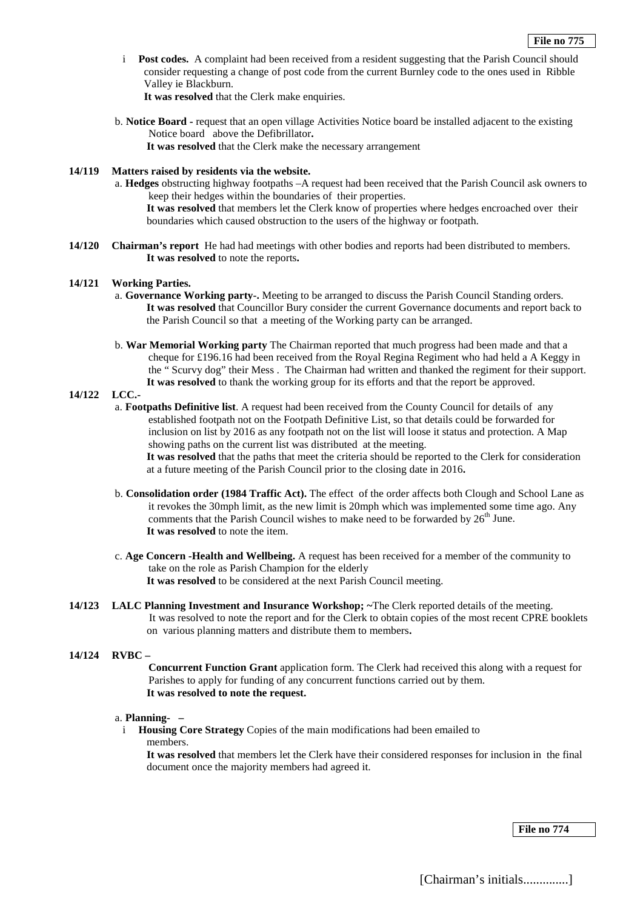i **Post codes.** A complaint had been received from a resident suggesting that the Parish Council should consider requesting a change of post code from the current Burnley code to the ones used in Ribble Valley ie Blackburn.
**It was resolved** that the Clerk make enquiries.

b. **Notice Board -** request that an open village Activities Notice board be installed adjacent to the existing Notice board above the Defibrillator**.**
**It was resolved** that the Clerk make the necessary arrangement

**14/119 Matters raised by residents via the website.**

a. **Hedges** obstructing highway footpaths –A request had been received that the Parish Council ask owners to keep their hedges within the boundaries of their properties.
**It was resolved** that members let the Clerk know of properties where hedges encroached over their boundaries which caused obstruction to the users of the highway or footpath.

**14/120 Chairman's report** He had had meetings with other bodies and reports had been distributed to members.
**It was resolved** to note the reports**.**

**14/121 Working Parties.**

a. **Governance Working party-.** Meeting to be arranged to discuss the Parish Council Standing orders.
**It was resolved** that Councillor Bury consider the current Governance documents and report back to the Parish Council so that a meeting of the Working party can be arranged.

b. **War Memorial Working party** The Chairman reported that much progress had been made and that a cheque for £196.16 had been received from the Royal Regina Regiment who had held a A Keggy in the " Scurvy dog" their Mess . The Chairman had written and thanked the regiment for their support.
**It was resolved** to thank the working group for its efforts and that the report be approved.

**14/122 LCC.-**

a. **Footpaths Definitive list**. A request had been received from the County Council for details of any established footpath not on the Footpath Definitive List, so that details could be forwarded for inclusion on list by 2016 as any footpath not on the list will loose it status and protection. A Map showing paths on the current list was distributed at the meeting.
**It was resolved** that the paths that meet the criteria should be reported to the Clerk for consideration at a future meeting of the Parish Council prior to the closing date in 2016**.**

b. **Consolidation order (1984 Traffic Act).** The effect of the order affects both Clough and School Lane as it revokes the 30mph limit, as the new limit is 20mph which was implemented some time ago. Any comments that the Parish Council wishes to make need to be forwarded by 26th June.
**It was resolved** to note the item.

c. **Age Concern -Health and Wellbeing.** A request has been received for a member of the community to take on the role as Parish Champion for the elderly
**It was resolved** to be considered at the next Parish Council meeting.

**14/123 LALC Planning Investment and Insurance Workshop; ~**The Clerk reported details of the meeting.
It was resolved to note the report and for the Clerk to obtain copies of the most recent CPRE booklets on various planning matters and distribute them to members**.**

**14/124 RVBC –**

**Concurrent Function Grant** application form. The Clerk had received this along with a request for Parishes to apply for funding of any concurrent functions carried out by them.
**It was resolved to note the request.**

a. **Planning- –**

i **Housing Core Strategy** Copies of the main modifications had been emailed to members.
**It was resolved** that members let the Clerk have their considered responses for inclusion in the final document once the majority members had agreed it.

File no 774

[Chairman's initials.............]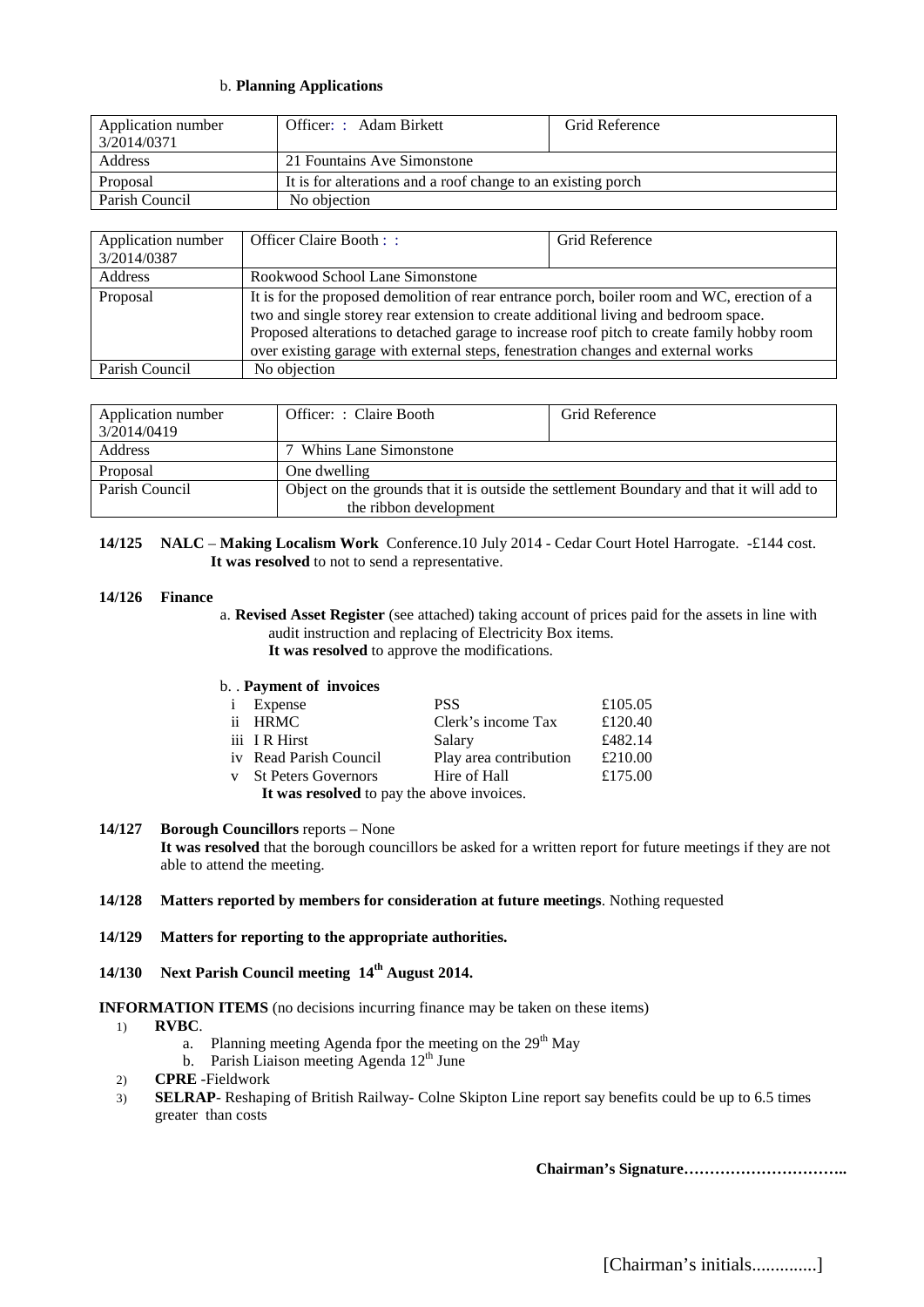b. **Planning Applications**

| | | |
|---|---|---|
| Application number 3/2014/0371 | Officer: : Adam Birkett | Grid Reference |
| Address | 21 Fountains Ave Simonstone | |
| Proposal | It is for alterations and a roof change to an existing porch | |
| Parish Council | No objection | |

| | | |
|---|---|---|
| Application number 3/2014/0387 | Officer Claire Booth : : | Grid Reference |
| Address | Rookwood School Lane Simonstone | |
| Proposal | It is for the proposed demolition of rear entrance porch, boiler room and WC, erection of a two and single storey rear extension to create additional living and bedroom space. Proposed alterations to detached garage to increase roof pitch to create family hobby room over existing garage with external steps, fenestration changes and external works | |
| Parish Council | No objection | |

| | | |
|---|---|---|
| Application number 3/2014/0419 | Officer: : Claire Booth | Grid Reference |
| Address | 7 Whins Lane Simonstone | |
| Proposal | One dwelling | |
| Parish Council | Object on the grounds that it is outside the settlement Boundary and that it will add to the ribbon development | |

**14/125 NALC** – **Making Localism Work** Conference.10 July 2014 - Cedar Court Hotel Harrogate. -£144 cost.
**It was resolved** to not to send a representative.

**14/126 Finance**

a. **Revised Asset Register** (see attached) taking account of prices paid for the assets in line with audit instruction and replacing of Electricity Box items.
**It was resolved** to approve the modifications.

b. . **Payment of invoices**

| | | | |
|---|---|---|---|
| i | Expense | PSS | £105.05 |
| ii | HRMC | Clerk's income Tax | £120.40 |
| iii | I R Hirst | Salary | £482.14 |
| iv | Read Parish Council | Play area contribution | £210.00 |
| v | St Peters Governors | Hire of Hall | £175.00 |

**It was resolved** to pay the above invoices.

**14/127 Borough Councillors** reports – None
**It was resolved** that the borough councillors be asked for a written report for future meetings if they are not able to attend the meeting.

**14/128 Matters reported by members for consideration at future meetings**. Nothing requested

**14/129 Matters for reporting to the appropriate authorities.**

**14/130 Next Parish Council meeting 14th August 2014.**

**INFORMATION ITEMS** (no decisions incurring finance may be taken on these items)

1) **RVBC**.
   a. Planning meeting Agenda fpor the meeting on the 29th May
   b. Parish Liaison meeting Agenda 12th June
2) **CPRE** -Fieldwork
3) **SELRAP**- Reshaping of British Railway- Colne Skipton Line report say benefits could be up to 6.5 times greater than costs

**Chairman's Signature…………………………..**

[Chairman's initials.............]